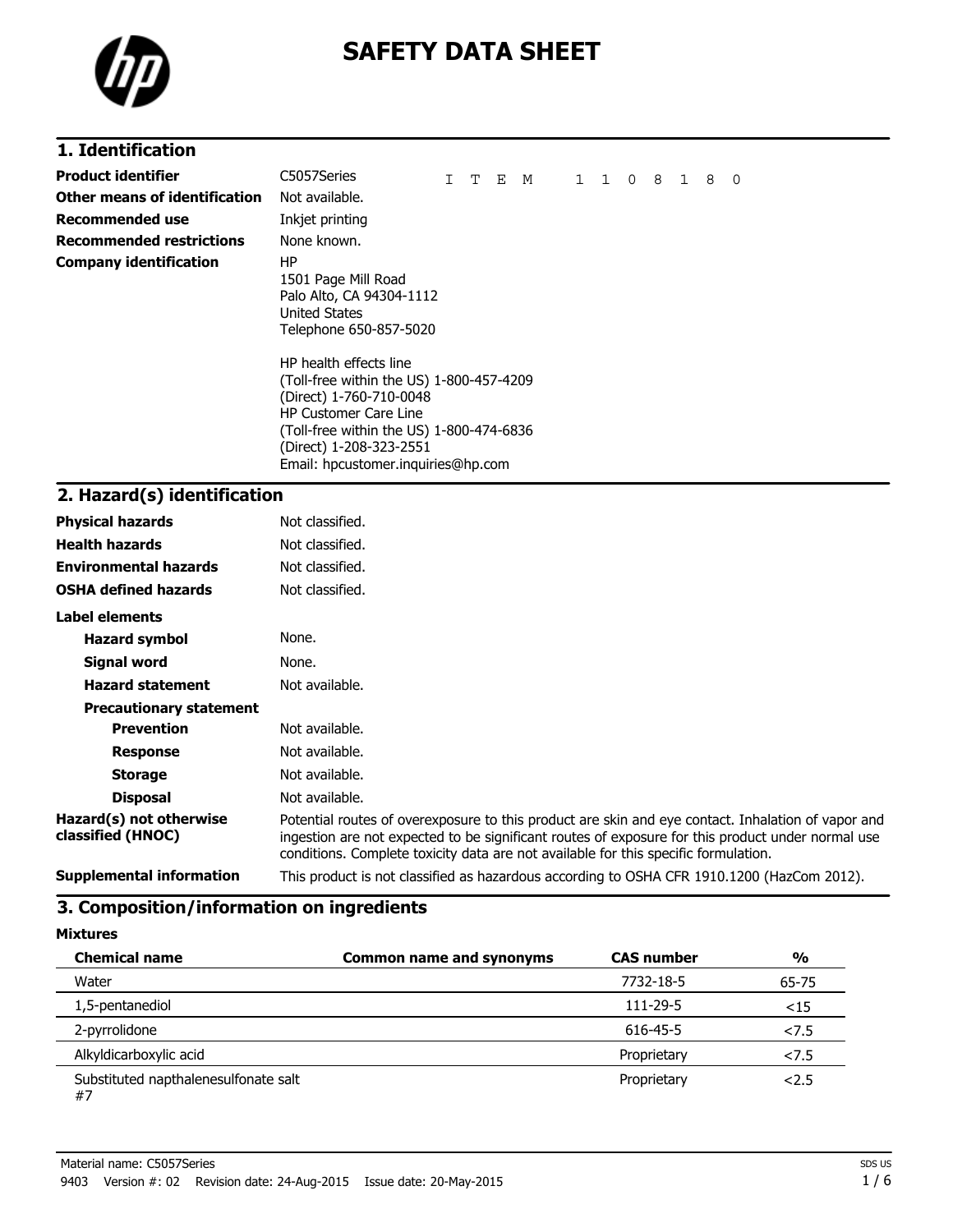# SAFETY DATA SHEET

## 1. Identification

| | |
|---|---|
| **Product identifier** | C5057Series     I T E M   1 1 0 8 1 8 0 |
| **Other means of identification** | Not available. |
| **Recommended use** | Inkjet printing |
| **Recommended restrictions** | None known. |
| **Company identification** | HP<br>1501 Page Mill Road<br>Palo Alto, CA 94304-1112<br>United States<br>Telephone 650-857-5020<br><br>HP health effects line<br>(Toll-free within the US) 1-800-457-4209<br>(Direct) 1-760-710-0048<br>HP Customer Care Line<br>(Toll-free within the US) 1-800-474-6836<br>(Direct) 1-208-323-2551<br>Email: hpcustomer.inquiries@hp.com |

## 2. Hazard(s) identification

| | |
|---|---|
| **Physical hazards** | Not classified. |
| **Health hazards** | Not classified. |
| **Environmental hazards** | Not classified. |
| **OSHA defined hazards** | Not classified. |

**Label elements**

| | |
|---|---|
| **Hazard symbol** | None. |
| **Signal word** | None. |
| **Hazard statement** | Not available. |

**Precautionary statement**

| | |
|---|---|
| **Prevention** | Not available. |
| **Response** | Not available. |
| **Storage** | Not available. |
| **Disposal** | Not available. |
| **Hazard(s) not otherwise classified (HNOC)** | Potential routes of overexposure to this product are skin and eye contact. Inhalation of vapor and ingestion are not expected to be significant routes of exposure for this product under normal use conditions. Complete toxicity data are not available for this specific formulation. |
| **Supplemental information** | This product is not classified as hazardous according to OSHA CFR 1910.1200 (HazCom 2012). |

## 3. Composition/information on ingredients

**Mixtures**

| Chemical name | Common name and synonyms | CAS number | % |
|---|---|---|---|
| Water | | 7732-18-5 | 65-75 |
| 1,5-pentanediol | | 111-29-5 | <15 |
| 2-pyrrolidone | | 616-45-5 | <7.5 |
| Alkyldicarboxylic acid | | Proprietary | <7.5 |
| Substituted napthalenesulfonate salt #7 | | Proprietary | <2.5 |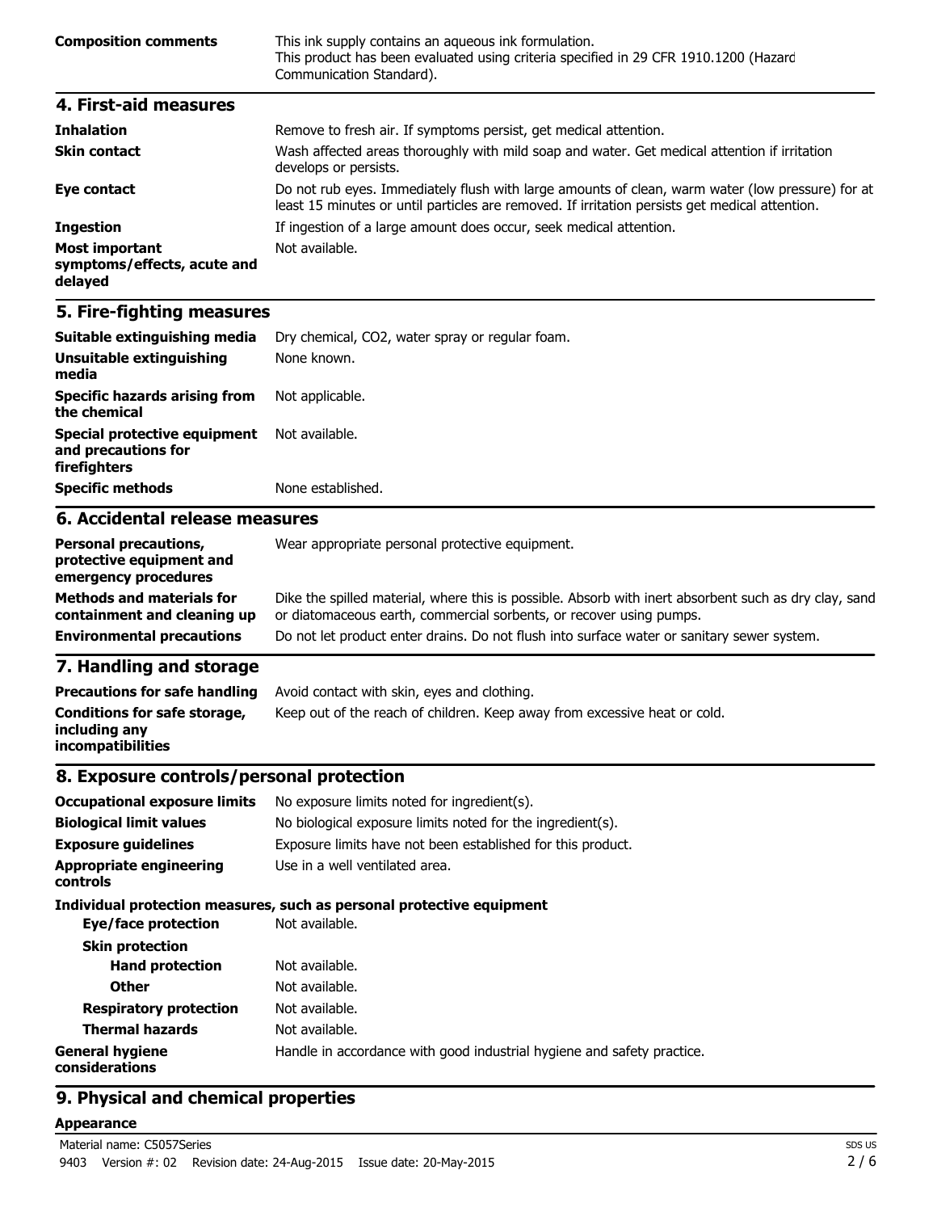| | |
|---|---|
| **Composition comments** | This ink supply contains an aqueous ink formulation.<br>This product has been evaluated using criteria specified in 29 CFR 1910.1200 (Hazard Communication Standard). |

## 4. First-aid measures

| | |
|---|---|
| **Inhalation** | Remove to fresh air. If symptoms persist, get medical attention. |
| **Skin contact** | Wash affected areas thoroughly with mild soap and water. Get medical attention if irritation develops or persists. |
| **Eye contact** | Do not rub eyes. Immediately flush with large amounts of clean, warm water (low pressure) for at least 15 minutes or until particles are removed. If irritation persists get medical attention. |
| **Ingestion** | If ingestion of a large amount does occur, seek medical attention. |
| **Most important symptoms/effects, acute and delayed** | Not available. |

## 5. Fire-fighting measures

| | |
|---|---|
| **Suitable extinguishing media** | Dry chemical, CO2, water spray or regular foam. |
| **Unsuitable extinguishing media** | None known. |
| **Specific hazards arising from the chemical** | Not applicable. |
| **Special protective equipment and precautions for firefighters** | Not available. |
| **Specific methods** | None established. |

## 6. Accidental release measures

| | |
|---|---|
| **Personal precautions, protective equipment and emergency procedures** | Wear appropriate personal protective equipment. |
| **Methods and materials for containment and cleaning up** | Dike the spilled material, where this is possible. Absorb with inert absorbent such as dry clay, sand or diatomaceous earth, commercial sorbents, or recover using pumps. |
| **Environmental precautions** | Do not let product enter drains. Do not flush into surface water or sanitary sewer system. |

## 7. Handling and storage

| | |
|---|---|
| **Precautions for safe handling** | Avoid contact with skin, eyes and clothing. |
| **Conditions for safe storage, including any incompatibilities** | Keep out of the reach of children. Keep away from excessive heat or cold. |

## 8. Exposure controls/personal protection

| | |
|---|---|
| **Occupational exposure limits** | No exposure limits noted for ingredient(s). |
| **Biological limit values** | No biological exposure limits noted for the ingredient(s). |
| **Exposure guidelines** | Exposure limits have not been established for this product. |
| **Appropriate engineering controls** | Use in a well ventilated area. |

**Individual protection measures, such as personal protective equipment**

| | |
|---|---|
| **Eye/face protection** | Not available. |
| **Skin protection** | |
| **Hand protection** | Not available. |
| **Other** | Not available. |
| **Respiratory protection** | Not available. |
| **Thermal hazards** | Not available. |
| **General hygiene considerations** | Handle in accordance with good industrial hygiene and safety practice. |

## 9. Physical and chemical properties

**Appearance**

Material name: C5057Series

9403 Version #: 02 Revision date: 24-Aug-2015 Issue date: 20-May-2015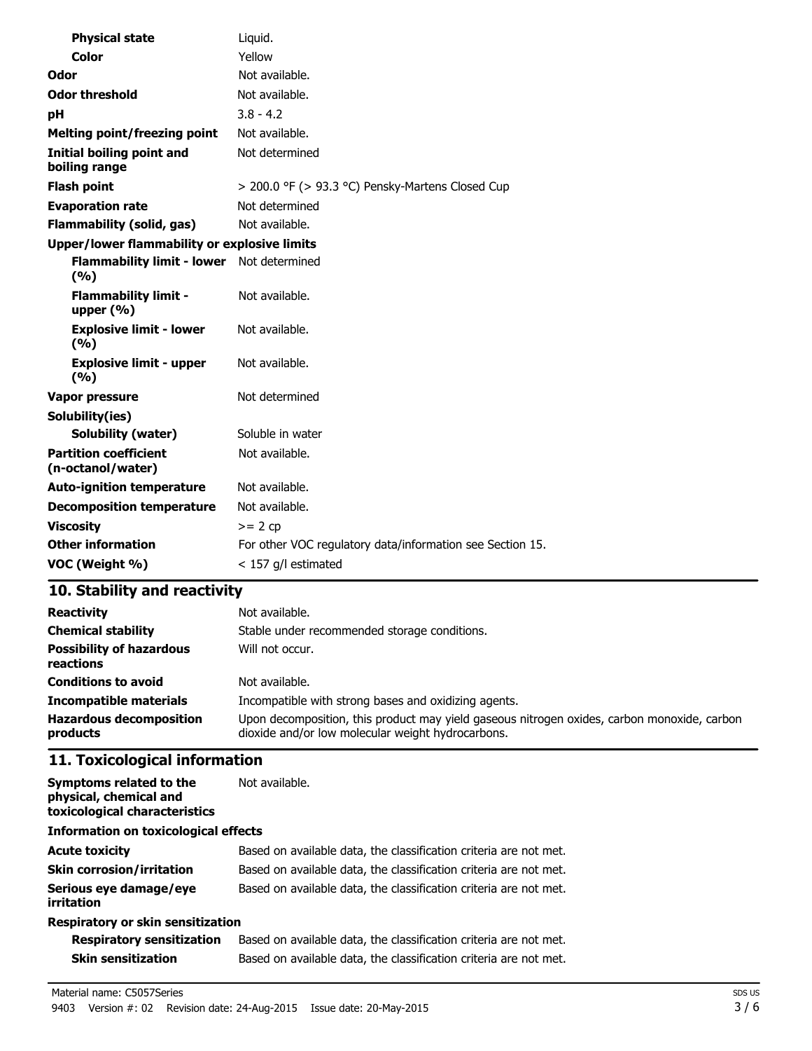| | |
|---|---|
| **Physical state** | Liquid. |
| **Color** | Yellow |
| **Odor** | Not available. |
| **Odor threshold** | Not available. |
| **pH** | 3.8 - 4.2 |
| **Melting point/freezing point** | Not available. |
| **Initial boiling point and boiling range** | Not determined |
| **Flash point** | > 200.0 °F (> 93.3 °C) Pensky-Martens Closed Cup |
| **Evaporation rate** | Not determined |
| **Flammability (solid, gas)** | Not available. |
| **Upper/lower flammability or explosive limits** | |
| **Flammability limit - lower (%)** | Not determined |
| **Flammability limit - upper (%)** | Not available. |
| **Explosive limit - lower (%)** | Not available. |
| **Explosive limit - upper (%)** | Not available. |
| **Vapor pressure** | Not determined |
| **Solubility(ies)** | |
| **Solubility (water)** | Soluble in water |
| **Partition coefficient (n-octanol/water)** | Not available. |
| **Auto-ignition temperature** | Not available. |
| **Decomposition temperature** | Not available. |
| **Viscosity** | >= 2 cp |
| **Other information** | For other VOC regulatory data/information see Section 15. |
| **VOC (Weight %)** | < 157 g/l estimated |

## 10. Stability and reactivity

| | |
|---|---|
| **Reactivity** | Not available. |
| **Chemical stability** | Stable under recommended storage conditions. |
| **Possibility of hazardous reactions** | Will not occur. |
| **Conditions to avoid** | Not available. |
| **Incompatible materials** | Incompatible with strong bases and oxidizing agents. |
| **Hazardous decomposition products** | Upon decomposition, this product may yield gaseous nitrogen oxides, carbon monoxide, carbon dioxide and/or low molecular weight hydrocarbons. |

## 11. Toxicological information

| | |
|---|---|
| **Symptoms related to the physical, chemical and toxicological characteristics** | Not available. |
| **Information on toxicological effects** | |
| **Acute toxicity** | Based on available data, the classification criteria are not met. |
| **Skin corrosion/irritation** | Based on available data, the classification criteria are not met. |
| **Serious eye damage/eye irritation** | Based on available data, the classification criteria are not met. |
| **Respiratory or skin sensitization** | |
| **Respiratory sensitization** | Based on available data, the classification criteria are not met. |
| **Skin sensitization** | Based on available data, the classification criteria are not met. |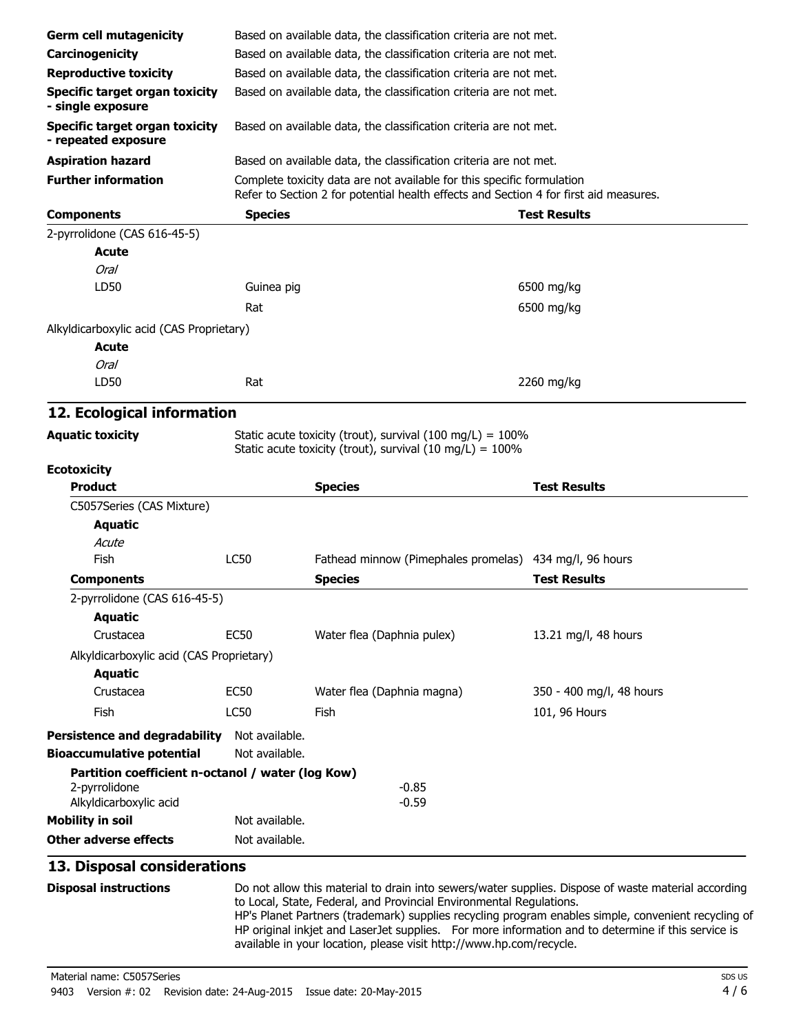| | |
|---|---|
| **Germ cell mutagenicity** | Based on available data, the classification criteria are not met. |
| **Carcinogenicity** | Based on available data, the classification criteria are not met. |
| **Reproductive toxicity** | Based on available data, the classification criteria are not met. |
| **Specific target organ toxicity - single exposure** | Based on available data, the classification criteria are not met. |
| **Specific target organ toxicity - repeated exposure** | Based on available data, the classification criteria are not met. |
| **Aspiration hazard** | Based on available data, the classification criteria are not met. |
| **Further information** | Complete toxicity data are not available for this specific formulation<br>Refer to Section 2 for potential health effects and Section 4 for first aid measures. |

| Components | Species | Test Results |
|---|---|---|
| 2-pyrrolidone (CAS 616-45-5) | | |
| **Acute** | | |
| *Oral* | | |
| LD50 | Guinea pig | 6500 mg/kg |
| | Rat | 6500 mg/kg |
| Alkyldicarboxylic acid (CAS Proprietary) | | |
| **Acute** | | |
| *Oral* | | |
| LD50 | Rat | 2260 mg/kg |

## 12. Ecological information

**Aquatic toxicity** Static acute toxicity (trout), survival (100 mg/L) = 100%
Static acute toxicity (trout), survival (10 mg/L) = 100%

**Ecotoxicity**

| Product | | Species | Test Results |
|---|---|---|---|
| C5057Series (CAS Mixture) | | | |
| **Aquatic** | | | |
| *Acute* | | | |
| Fish | LC50 | Fathead minnow (Pimephales promelas) | 434 mg/l, 96 hours |
| **Components** | | **Species** | **Test Results** |
| 2-pyrrolidone (CAS 616-45-5) | | | |
| **Aquatic** | | | |
| Crustacea | EC50 | Water flea (Daphnia pulex) | 13.21 mg/l, 48 hours |
| Alkyldicarboxylic acid (CAS Proprietary) | | | |
| **Aquatic** | | | |
| Crustacea | EC50 | Water flea (Daphnia magna) | 350 - 400 mg/l, 48 hours |
| Fish | LC50 | Fish | 101, 96 Hours |

**Persistence and degradability** Not available.

**Bioaccumulative potential** Not available.

**Partition coefficient n-octanol / water (log Kow)**

| | |
|---|---|
| 2-pyrrolidone | -0.85 |
| Alkyldicarboxylic acid | -0.59 |

**Mobility in soil** Not available.

**Other adverse effects** Not available.

## 13. Disposal considerations

**Disposal instructions** Do not allow this material to drain into sewers/water supplies. Dispose of waste material according to Local, State, Federal, and Provincial Environmental Regulations.
HP's Planet Partners (trademark) supplies recycling program enables simple, convenient recycling of HP original inkjet and LaserJet supplies. For more information and to determine if this service is available in your location, please visit http://www.hp.com/recycle.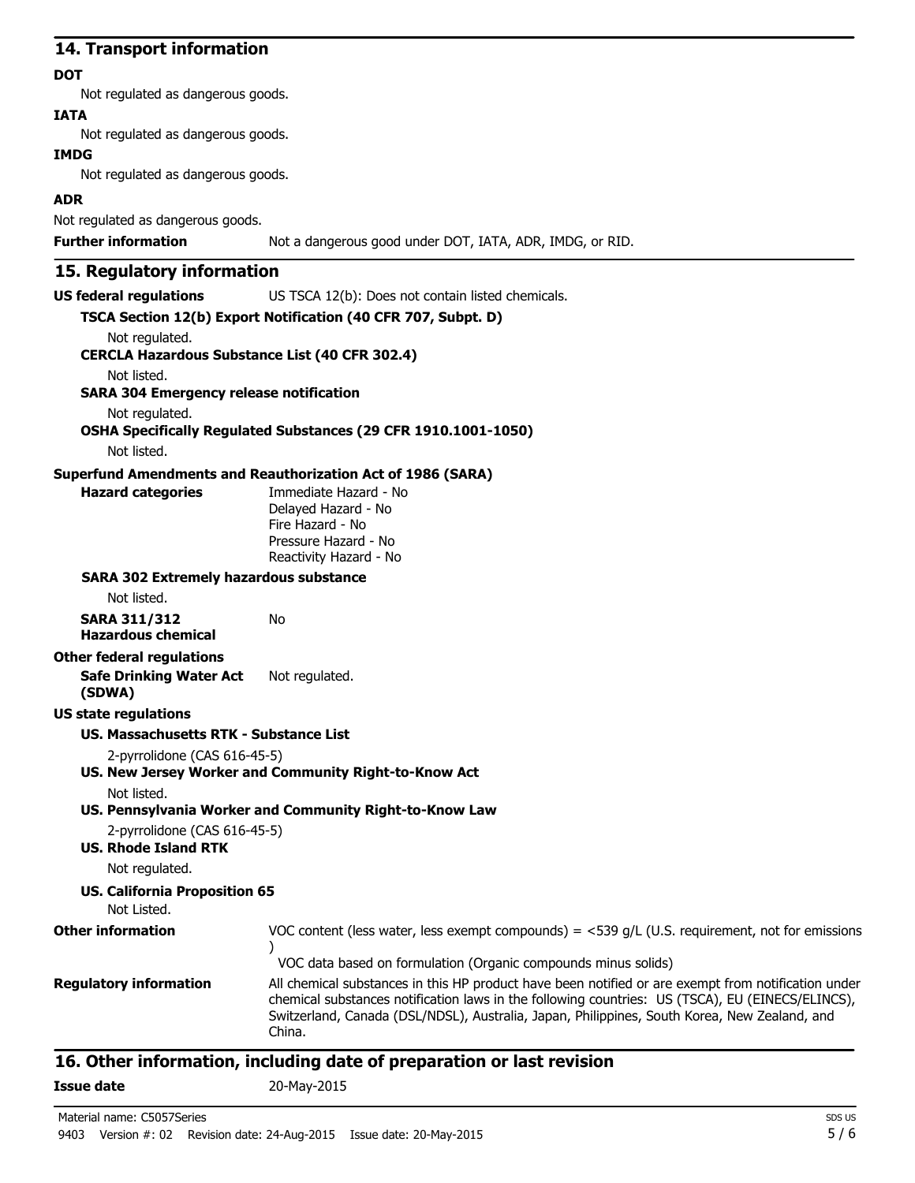## 14. Transport information

**DOT**

Not regulated as dangerous goods.

**IATA**

Not regulated as dangerous goods.

**IMDG**

Not regulated as dangerous goods.

**ADR**

Not regulated as dangerous goods.

**Further information** Not a dangerous good under DOT, IATA, ADR, IMDG, or RID.

## 15. Regulatory information

**US federal regulations** US TSCA 12(b): Does not contain listed chemicals.

**TSCA Section 12(b) Export Notification (40 CFR 707, Subpt. D)**

Not regulated.

**CERCLA Hazardous Substance List (40 CFR 302.4)**

Not listed.

**SARA 304 Emergency release notification**

Not regulated.

**OSHA Specifically Regulated Substances (29 CFR 1910.1001-1050)**

Not listed.

**Superfund Amendments and Reauthorization Act of 1986 (SARA)**

**Hazard categories**
Immediate Hazard - No
Delayed Hazard - No
Fire Hazard - No
Pressure Hazard - No
Reactivity Hazard - No

**SARA 302 Extremely hazardous substance**

Not listed.

**SARA 311/312 Hazardous chemical** No

**Other federal regulations**

**Safe Drinking Water Act (SDWA)** Not regulated.

**US state regulations**

**US. Massachusetts RTK - Substance List**

2-pyrrolidone (CAS 616-45-5)

**US. New Jersey Worker and Community Right-to-Know Act**

Not listed.

**US. Pennsylvania Worker and Community Right-to-Know Law**

2-pyrrolidone (CAS 616-45-5)

**US. Rhode Island RTK**

Not regulated.

**US. California Proposition 65**

Not Listed.

**Other information** VOC content (less water, less exempt compounds) = <539 g/L (U.S. requirement, not for emissions )

VOC data based on formulation (Organic compounds minus solids)

**Regulatory information** All chemical substances in this HP product have been notified or are exempt from notification under chemical substances notification laws in the following countries: US (TSCA), EU (EINECS/ELINCS), Switzerland, Canada (DSL/NDSL), Australia, Japan, Philippines, South Korea, New Zealand, and China.

## 16. Other information, including date of preparation or last revision

**Issue date** 20-May-2015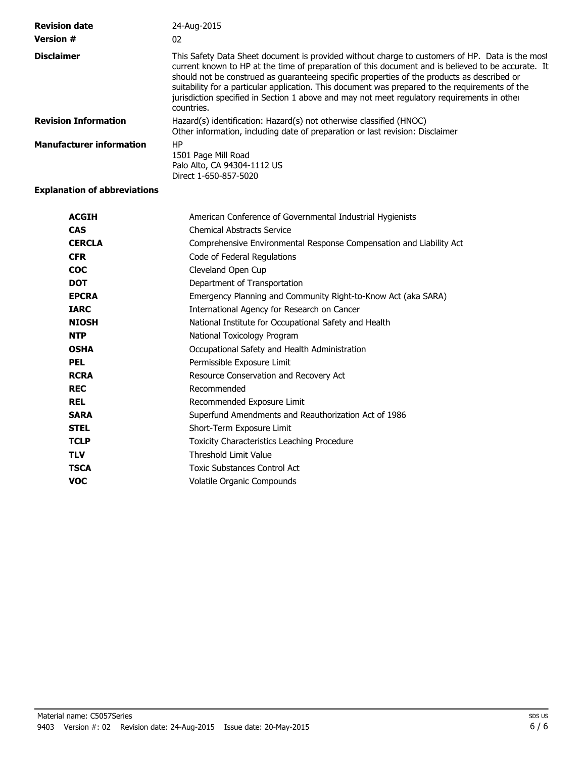**Revision date** 24-Aug-2015

**Version #** 02

**Disclaimer** This Safety Data Sheet document is provided without charge to customers of HP. Data is the most current known to HP at the time of preparation of this document and is believed to be accurate. It should not be construed as guaranteeing specific properties of the products as described or suitability for a particular application. This document was prepared to the requirements of the jurisdiction specified in Section 1 above and may not meet regulatory requirements in other countries.

**Revision Information** Hazard(s) identification: Hazard(s) not otherwise classified (HNOC)
Other information, including date of preparation or last revision: Disclaimer

**Manufacturer information** HP
1501 Page Mill Road
Palo Alto, CA 94304-1112 US
Direct 1-650-857-5020

**Explanation of abbreviations**

| | |
|---|---|
| **ACGIH** | American Conference of Governmental Industrial Hygienists |
| **CAS** | Chemical Abstracts Service |
| **CERCLA** | Comprehensive Environmental Response Compensation and Liability Act |
| **CFR** | Code of Federal Regulations |
| **COC** | Cleveland Open Cup |
| **DOT** | Department of Transportation |
| **EPCRA** | Emergency Planning and Community Right-to-Know Act (aka SARA) |
| **IARC** | International Agency for Research on Cancer |
| **NIOSH** | National Institute for Occupational Safety and Health |
| **NTP** | National Toxicology Program |
| **OSHA** | Occupational Safety and Health Administration |
| **PEL** | Permissible Exposure Limit |
| **RCRA** | Resource Conservation and Recovery Act |
| **REC** | Recommended |
| **REL** | Recommended Exposure Limit |
| **SARA** | Superfund Amendments and Reauthorization Act of 1986 |
| **STEL** | Short-Term Exposure Limit |
| **TCLP** | Toxicity Characteristics Leaching Procedure |
| **TLV** | Threshold Limit Value |
| **TSCA** | Toxic Substances Control Act |
| **VOC** | Volatile Organic Compounds |